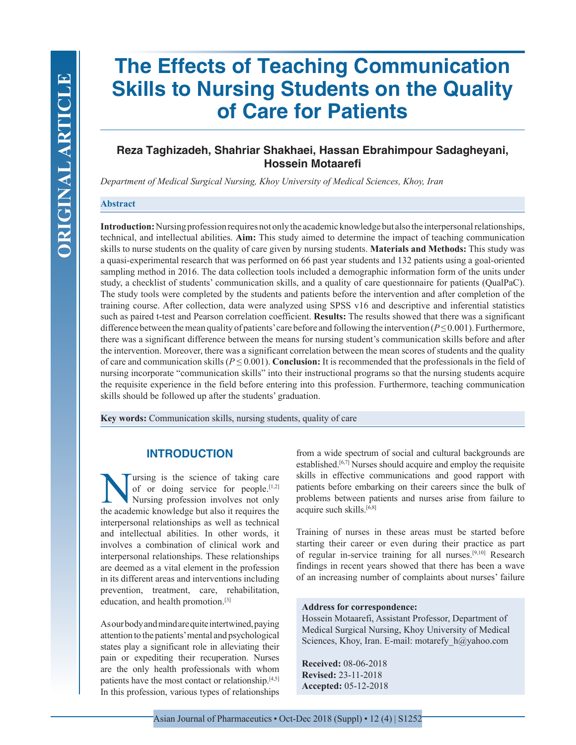ORIGINAL ARTICLE

# The Effects of Teaching Communication Skills to Nursing Students on the Quality of Care for Patients

**Reza Taghizadeh, Shahriar Shakhaei, Hassan Ebrahimpour Sadagheyani, Hossein Motaarefi**

*Department of Medical Surgical Nursing, Khoy University of Medical Sciences, Khoy, Iran*

## Abstract

**Introduction:** Nursing profession requires not only the academic knowledge but also the interpersonal relationships, technical, and intellectual abilities. **Aim:** This study aimed to determine the impact of teaching communication skills to nurse students on the quality of care given by nursing students. **Materials and Methods:** This study was a quasi-experimental research that was performed on 66 past year students and 132 patients using a goal-oriented sampling method in 2016. The data collection tools included a demographic information form of the units under study, a checklist of students' communication skills, and a quality of care questionnaire for patients (QualPaC). The study tools were completed by the students and patients before the intervention and after completion of the training course. After collection, data were analyzed using SPSS v16 and descriptive and inferential statistics such as paired t-test and Pearson correlation coefficient. **Results:** The results showed that there was a significant difference between the mean quality of patients' care before and following the intervention ($P \leq 0.001$). Furthermore, there was a significant difference between the means for nursing student's communication skills before and after the intervention. Moreover, there was a significant correlation between the mean scores of students and the quality of care and communication skills ($P \leq 0.001$). **Conclusion:** It is recommended that the professionals in the field of nursing incorporate "communication skills" into their instructional programs so that the nursing students acquire the requisite experience in the field before entering into this profession. Furthermore, teaching communication skills should be followed up after the students' graduation.

**Key words:** Communication skills, nursing students, quality of care

## INTRODUCTION

Nursing is the science of taking care of or doing service for people.[1,2] Nursing profession involves not only the academic knowledge but also it requires the interpersonal relationships as well as technical and intellectual abilities. In other words, it involves a combination of clinical work and interpersonal relationships. These relationships are deemed as a vital element in the profession in its different areas and interventions including prevention, treatment, care, rehabilitation, education, and health promotion.[3]

As our body and mind are quite intertwined, paying attention to the patients' mental and psychological states play a significant role in alleviating their pain or expediting their recuperation. Nurses are the only health professionals with whom patients have the most contact or relationship.[4,5] In this profession, various types of relationships from a wide spectrum of social and cultural backgrounds are established.[6,7] Nurses should acquire and employ the requisite skills in effective communications and good rapport with patients before embarking on their careers since the bulk of problems between patients and nurses arise from failure to acquire such skills.[6,8]

Training of nurses in these areas must be started before starting their career or even during their practice as part of regular in-service training for all nurses.[9,10] Research findings in recent years showed that there has been a wave of an increasing number of complaints about nurses' failure

**Address for correspondence:**
Hossein Motaarefi, Assistant Professor, Department of Medical Surgical Nursing, Khoy University of Medical Sciences, Khoy, Iran. E-mail: motarefy_h@yahoo.com

**Received:** 08-06-2018
**Revised:** 23-11-2018
**Accepted:** 05-12-2018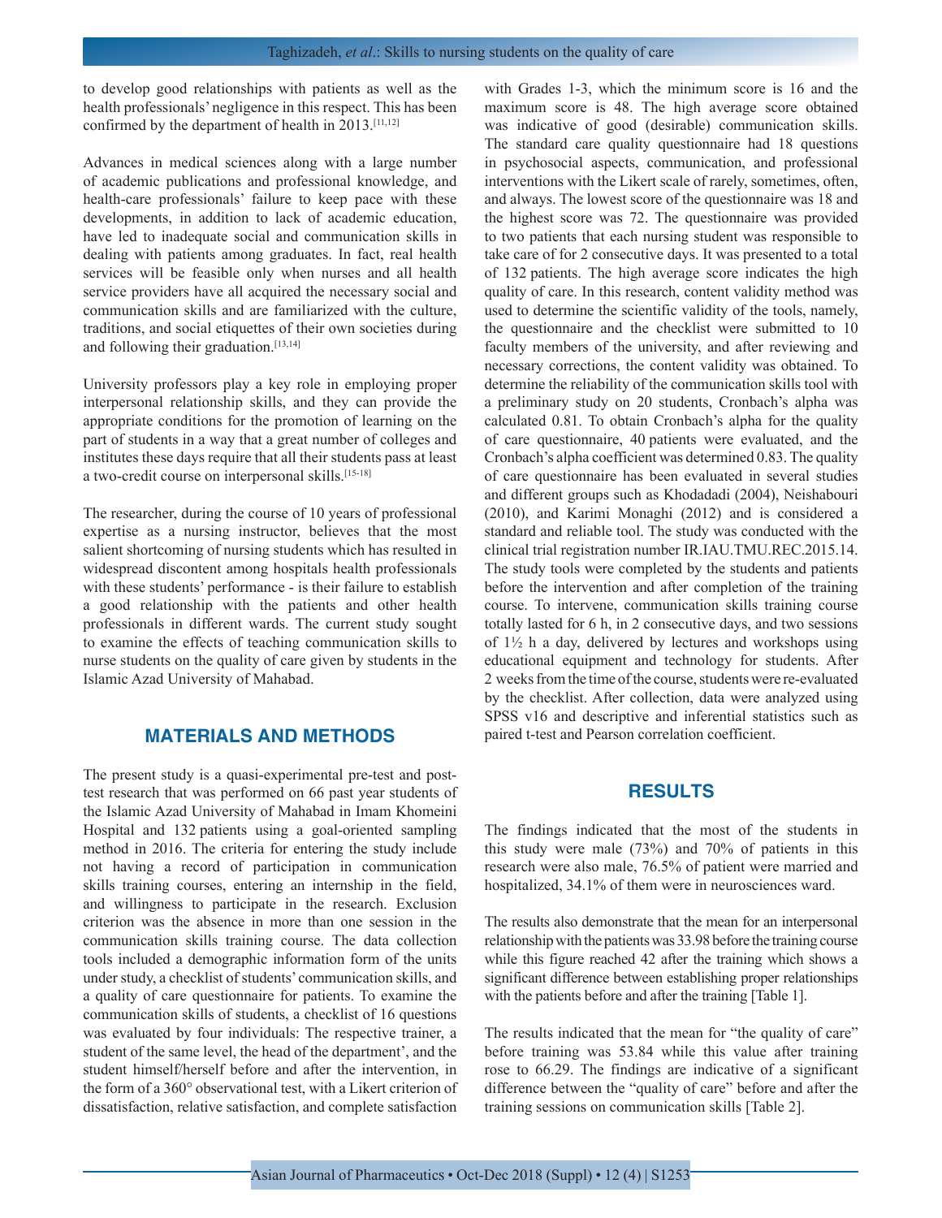to develop good relationships with patients as well as the health professionals' negligence in this respect. This has been confirmed by the department of health in 2013.[11,12]

Advances in medical sciences along with a large number of academic publications and professional knowledge, and health-care professionals' failure to keep pace with these developments, in addition to lack of academic education, have led to inadequate social and communication skills in dealing with patients among graduates. In fact, real health services will be feasible only when nurses and all health service providers have all acquired the necessary social and communication skills and are familiarized with the culture, traditions, and social etiquettes of their own societies during and following their graduation.[13,14]

University professors play a key role in employing proper interpersonal relationship skills, and they can provide the appropriate conditions for the promotion of learning on the part of students in a way that a great number of colleges and institutes these days require that all their students pass at least a two-credit course on interpersonal skills.[15-18]

The researcher, during the course of 10 years of professional expertise as a nursing instructor, believes that the most salient shortcoming of nursing students which has resulted in widespread discontent among hospitals health professionals with these students' performance - is their failure to establish a good relationship with the patients and other health professionals in different wards. The current study sought to examine the effects of teaching communication skills to nurse students on the quality of care given by students in the Islamic Azad University of Mahabad.

## MATERIALS AND METHODS

The present study is a quasi-experimental pre-test and post-test research that was performed on 66 past year students of the Islamic Azad University of Mahabad in Imam Khomeini Hospital and 132 patients using a goal-oriented sampling method in 2016. The criteria for entering the study include not having a record of participation in communication skills training courses, entering an internship in the field, and willingness to participate in the research. Exclusion criterion was the absence in more than one session in the communication skills training course. The data collection tools included a demographic information form of the units under study, a checklist of students' communication skills, and a quality of care questionnaire for patients. To examine the communication skills of students, a checklist of 16 questions was evaluated by four individuals: The respective trainer, a student of the same level, the head of the department', and the student himself/herself before and after the intervention, in the form of a 360° observational test, with a Likert criterion of dissatisfaction, relative satisfaction, and complete satisfaction with Grades 1-3, which the minimum score is 16 and the maximum score is 48. The high average score obtained was indicative of good (desirable) communication skills. The standard care quality questionnaire had 18 questions in psychosocial aspects, communication, and professional interventions with the Likert scale of rarely, sometimes, often, and always. The lowest score of the questionnaire was 18 and the highest score was 72. The questionnaire was provided to two patients that each nursing student was responsible to take care of for 2 consecutive days. It was presented to a total of 132 patients. The high average score indicates the high quality of care. In this research, content validity method was used to determine the scientific validity of the tools, namely, the questionnaire and the checklist were submitted to 10 faculty members of the university, and after reviewing and necessary corrections, the content validity was obtained. To determine the reliability of the communication skills tool with a preliminary study on 20 students, Cronbach's alpha was calculated 0.81. To obtain Cronbach's alpha for the quality of care questionnaire, 40 patients were evaluated, and the Cronbach's alpha coefficient was determined 0.83. The quality of care questionnaire has been evaluated in several studies and different groups such as Khodadadi (2004), Neishabouri (2010), and Karimi Monaghi (2012) and is considered a standard and reliable tool. The study was conducted with the clinical trial registration number IR.IAU.TMU.REC.2015.14. The study tools were completed by the students and patients before the intervention and after completion of the training course. To intervene, communication skills training course totally lasted for 6 h, in 2 consecutive days, and two sessions of 1½ h a day, delivered by lectures and workshops using educational equipment and technology for students. After 2 weeks from the time of the course, students were re-evaluated by the checklist. After collection, data were analyzed using SPSS v16 and descriptive and inferential statistics such as paired t-test and Pearson correlation coefficient.

## RESULTS

The findings indicated that the most of the students in this study were male (73%) and 70% of patients in this research were also male, 76.5% of patient were married and hospitalized, 34.1% of them were in neurosciences ward.

The results also demonstrate that the mean for an interpersonal relationship with the patients was 33.98 before the training course while this figure reached 42 after the training which shows a significant difference between establishing proper relationships with the patients before and after the training [Table 1].

The results indicated that the mean for "the quality of care" before training was 53.84 while this value after training rose to 66.29. The findings are indicative of a significant difference between the "quality of care" before and after the training sessions on communication skills [Table 2].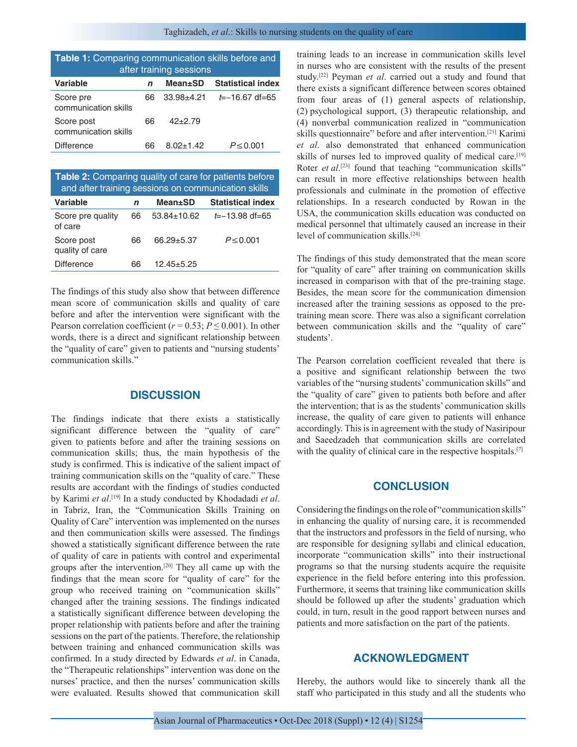**Table 1:** Comparing communication skills before and after training sessions

| Variable | *n* | Mean±SD | Statistical index |
|---|---|---|---|
| Score pre communication skills | 66 | 33.98±4.21 | *t*=−16.67 df=65 |
| Score post communication skills | 66 | 42±2.79 | |
| Difference | 66 | 8.02±1.42 | *P*≤0.001 |

**Table 2:** Comparing quality of care for patients before and after training sessions on communication skills

| Variable | *n* | Mean±SD | Statistical index |
|---|---|---|---|
| Score pre quality of care | 66 | 53.84±10.62 | *t*=−13.98 df=65 |
| Score post quality of care | 66 | 66.29±5.37 | *P*≤0.001 |
| Difference | 66 | 12.45±5.25 | |

The findings of this study also show that between difference mean score of communication skills and quality of care before and after the intervention were significant with the Pearson correlation coefficient ($r = 0.53$; $P \leq 0.001$). In other words, there is a direct and significant relationship between the "quality of care" given to patients and "nursing students' communication skills."

## DISCUSSION

The findings indicate that there exists a statistically significant difference between the "quality of care" given to patients before and after the training sessions on communication skills; thus, the main hypothesis of the study is confirmed. This is indicative of the salient impact of training communication skills on the "quality of care." These results are accordant with the findings of studies conducted by Karimi *et al*.[19] In a study conducted by Khodadadi *et al*. in Tabriz, Iran, the "Communication Skills Training on Quality of Care" intervention was implemented on the nurses and then communication skills were assessed. The findings showed a statistically significant difference between the rate of quality of care in patients with control and experimental groups after the intervention.[20] They all came up with the findings that the mean score for "quality of care" for the group who received training on "communication skills" changed after the training sessions. The findings indicated a statistically significant difference between developing the proper relationship with patients before and after the training sessions on the part of the patients. Therefore, the relationship between training and enhanced communication skills was confirmed. In a study directed by Edwards *et al*. in Canada, the "Therapeutic relationships" intervention was done on the nurses' practice, and then the nurses' communication skills were evaluated. Results showed that communication skill training leads to an increase in communication skills level in nurses who are consistent with the results of the present study.[22] Peyman *et al*. carried out a study and found that there exists a significant difference between scores obtained from four areas of (1) general aspects of relationship, (2) psychological support, (3) therapeutic relationship, and (4) nonverbal communication realized in "communication skills questionnaire" before and after intervention.[21] Karimi *et al*. also demonstrated that enhanced communication skills of nurses led to improved quality of medical care.[19] Roter *et al*.[23] found that teaching "communication skills" can result in more effective relationships between health professionals and culminate in the promotion of effective relationships. In a research conducted by Rowan in the USA, the communication skills education was conducted on medical personnel that ultimately caused an increase in their level of communication skills.[24]

The findings of this study demonstrated that the mean score for "quality of care" after training on communication skills increased in comparison with that of the pre-training stage. Besides, the mean score for the communication dimension increased after the training sessions as opposed to the pre-training mean score. There was also a significant correlation between communication skills and the "quality of care" students'.

The Pearson correlation coefficient revealed that there is a positive and significant relationship between the two variables of the "nursing students' communication skills" and the "quality of care" given to patients both before and after the intervention; that is as the students' communication skills increase, the quality of care given to patients will enhance accordingly. This is in agreement with the study of Nasiripour and Saeedzadeh that communication skills are correlated with the quality of clinical care in the respective hospitals.[7]

## CONCLUSION

Considering the findings on the role of "communication skills" in enhancing the quality of nursing care, it is recommended that the instructors and professors in the field of nursing, who are responsible for designing syllabi and clinical education, incorporate "communication skills" into their instructional programs so that the nursing students acquire the requisite experience in the field before entering into this profession. Furthermore, it seems that training like communication skills should be followed up after the students' graduation which could, in turn, result in the good rapport between nurses and patients and more satisfaction on the part of the patients.

## ACKNOWLEDGMENT

Hereby, the authors would like to sincerely thank all the staff who participated in this study and all the students who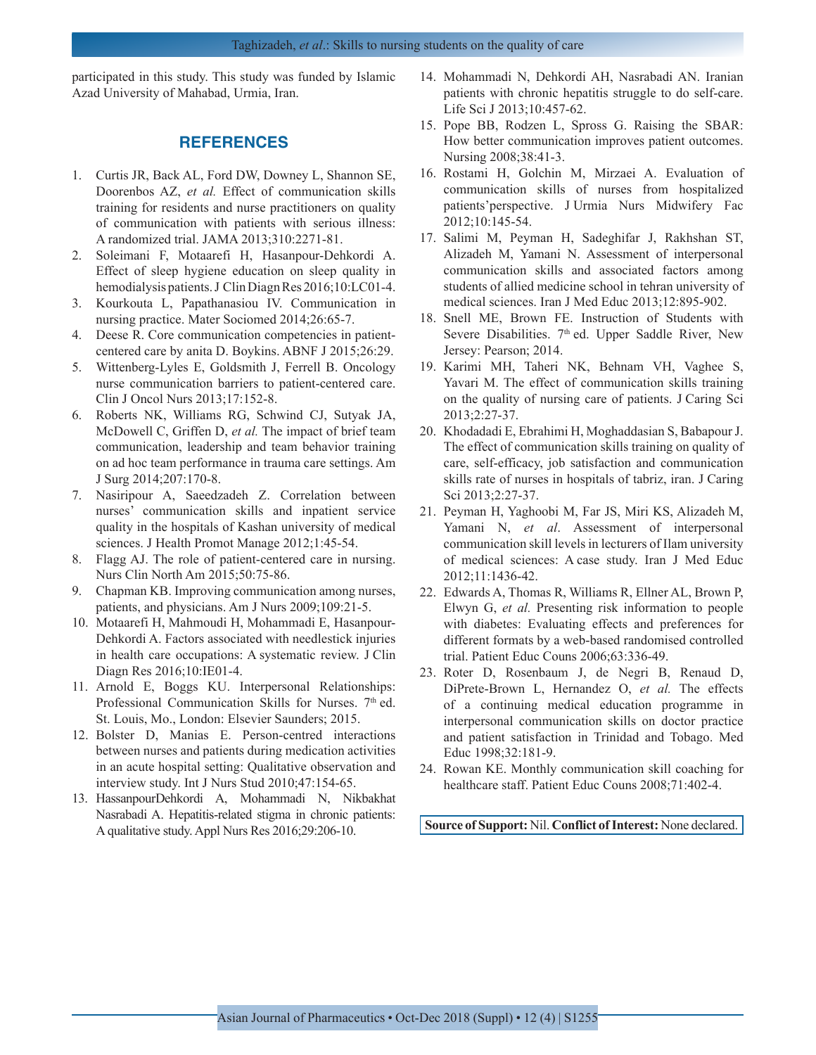participated in this study. This study was funded by Islamic Azad University of Mahabad, Urmia, Iran.

## REFERENCES

1. Curtis JR, Back AL, Ford DW, Downey L, Shannon SE, Doorenbos AZ, *et al.* Effect of communication skills training for residents and nurse practitioners on quality of communication with patients with serious illness: A randomized trial. JAMA 2013;310:2271-81.
2. Soleimani F, Motaarefi H, Hasanpour-Dehkordi A. Effect of sleep hygiene education on sleep quality in hemodialysis patients. J Clin Diagn Res 2016;10:LC01-4.
3. Kourkouta L, Papathanasiou IV. Communication in nursing practice. Mater Sociomed 2014;26:65-7.
4. Deese R. Core communication competencies in patient-centered care by anita D. Boykins. ABNF J 2015;26:29.
5. Wittenberg-Lyles E, Goldsmith J, Ferrell B. Oncology nurse communication barriers to patient-centered care. Clin J Oncol Nurs 2013;17:152-8.
6. Roberts NK, Williams RG, Schwind CJ, Sutyak JA, McDowell C, Griffen D, *et al.* The impact of brief team communication, leadership and team behavior training on ad hoc team performance in trauma care settings. Am J Surg 2014;207:170-8.
7. Nasiripour A, Saeedzadeh Z. Correlation between nurses' communication skills and inpatient service quality in the hospitals of Kashan university of medical sciences. J Health Promot Manage 2012;1:45-54.
8. Flagg AJ. The role of patient-centered care in nursing. Nurs Clin North Am 2015;50:75-86.
9. Chapman KB. Improving communication among nurses, patients, and physicians. Am J Nurs 2009;109:21-5.
10. Motaarefi H, Mahmoudi H, Mohammadi E, Hasanpour-Dehkordi A. Factors associated with needlestick injuries in health care occupations: A systematic review. J Clin Diagn Res 2016;10:IE01-4.
11. Arnold E, Boggs KU. Interpersonal Relationships: Professional Communication Skills for Nurses. 7th ed. St. Louis, Mo., London: Elsevier Saunders; 2015.
12. Bolster D, Manias E. Person-centred interactions between nurses and patients during medication activities in an acute hospital setting: Qualitative observation and interview study. Int J Nurs Stud 2010;47:154-65.
13. HassanpourDehkordi A, Mohammadi N, Nikbakhat Nasrabadi A. Hepatitis-related stigma in chronic patients: A qualitative study. Appl Nurs Res 2016;29:206-10.
14. Mohammadi N, Dehkordi AH, Nasrabadi AN. Iranian patients with chronic hepatitis struggle to do self-care. Life Sci J 2013;10:457-62.
15. Pope BB, Rodzen L, Spross G. Raising the SBAR: How better communication improves patient outcomes. Nursing 2008;38:41-3.
16. Rostami H, Golchin M, Mirzaei A. Evaluation of communication skills of nurses from hospitalized patients'perspective. J Urmia Nurs Midwifery Fac 2012;10:145-54.
17. Salimi M, Peyman H, Sadeghifar J, Rakhshan ST, Alizadeh M, Yamani N. Assessment of interpersonal communication skills and associated factors among students of allied medicine school in tehran university of medical sciences. Iran J Med Educ 2013;12:895-902.
18. Snell ME, Brown FE. Instruction of Students with Severe Disabilities. 7th ed. Upper Saddle River, New Jersey: Pearson; 2014.
19. Karimi MH, Taheri NK, Behnam VH, Vaghee S, Yavari M. The effect of communication skills training on the quality of nursing care of patients. J Caring Sci 2013;2:27-37.
20. Khodadadi E, Ebrahimi H, Moghaddasian S, Babapour J. The effect of communication skills training on quality of care, self-efficacy, job satisfaction and communication skills rate of nurses in hospitals of tabriz, iran. J Caring Sci 2013;2:27-37.
21. Peyman H, Yaghoobi M, Far JS, Miri KS, Alizadeh M, Yamani N, *et al*. Assessment of interpersonal communication skill levels in lecturers of Ilam university of medical sciences: A case study. Iran J Med Educ 2012;11:1436-42.
22. Edwards A, Thomas R, Williams R, Ellner AL, Brown P, Elwyn G, *et al.* Presenting risk information to people with diabetes: Evaluating effects and preferences for different formats by a web-based randomised controlled trial. Patient Educ Couns 2006;63:336-49.
23. Roter D, Rosenbaum J, de Negri B, Renaud D, DiPrete-Brown L, Hernandez O, *et al.* The effects of a continuing medical education programme in interpersonal communication skills on doctor practice and patient satisfaction in Trinidad and Tobago. Med Educ 1998;32:181-9.
24. Rowan KE. Monthly communication skill coaching for healthcare staff. Patient Educ Couns 2008;71:402-4.

**Source of Support:** Nil. **Conflict of Interest:** None declared.